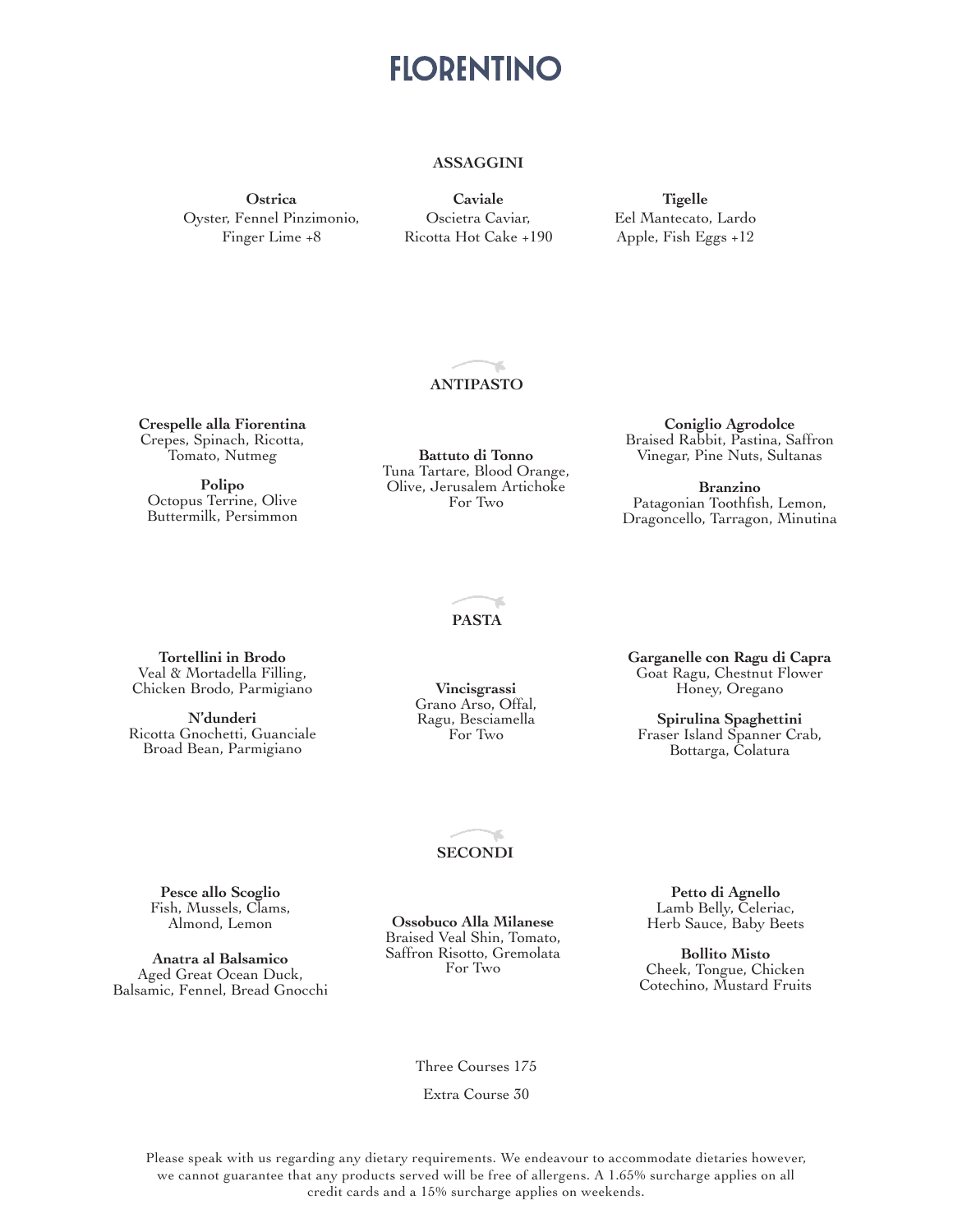# FLORENTINO

## ASSAGGINI

**Ostrica**
Oyster, Fennel Pinzimonio, Finger Lime +8

**Caviale**
Oscietra Caviar, Ricotta Hot Cake +190

**Tigelle**
Eel Mantecato, Lardo Apple, Fish Eggs +12

## ANTIPASTO

**Crespelle alla Fiorentina**
Crepes, Spinach, Ricotta, Tomato, Nutmeg

**Polipo**
Octopus Terrine, Olive Buttermilk, Persimmon

**Battuto di Tonno**
Tuna Tartare, Blood Orange, Olive, Jerusalem Artichoke
For Two

**Coniglio Agrodolce**
Braised Rabbit, Pastina, Saffron Vinegar, Pine Nuts, Sultanas

**Branzino**
Patagonian Toothfish, Lemon, Dragoncello, Tarragon, Minutina

## PASTA

**Tortellini in Brodo**
Veal & Mortadella Filling, Chicken Brodo, Parmigiano

**N'dunderi**
Ricotta Gnochetti, Guanciale Broad Bean, Parmigiano

**Vincisgrassi**
Grano Arso, Offal, Ragu, Besciamella
For Two

**Garganelle con Ragu di Capra**
Goat Ragu, Chestnut Flower Honey, Oregano

**Spirulina Spaghettini**
Fraser Island Spanner Crab, Bottarga, Colatura

## SECONDI

**Pesce allo Scoglio**
Fish, Mussels, Clams, Almond, Lemon

**Anatra al Balsamico**
Aged Great Ocean Duck, Balsamic, Fennel, Bread Gnocchi

**Ossobuco Alla Milanese**
Braised Veal Shin, Tomato, Saffron Risotto, Gremolata
For Two

**Petto di Agnello**
Lamb Belly, Celeriac, Herb Sauce, Baby Beets

**Bollito Misto**
Cheek, Tongue, Chicken Cotechino, Mustard Fruits

Three Courses 175

Extra Course 30

Please speak with us regarding any dietary requirements. We endeavour to accommodate dietaries however, we cannot guarantee that any products served will be free of allergens. A 1.65% surcharge applies on all credit cards and a 15% surcharge applies on weekends.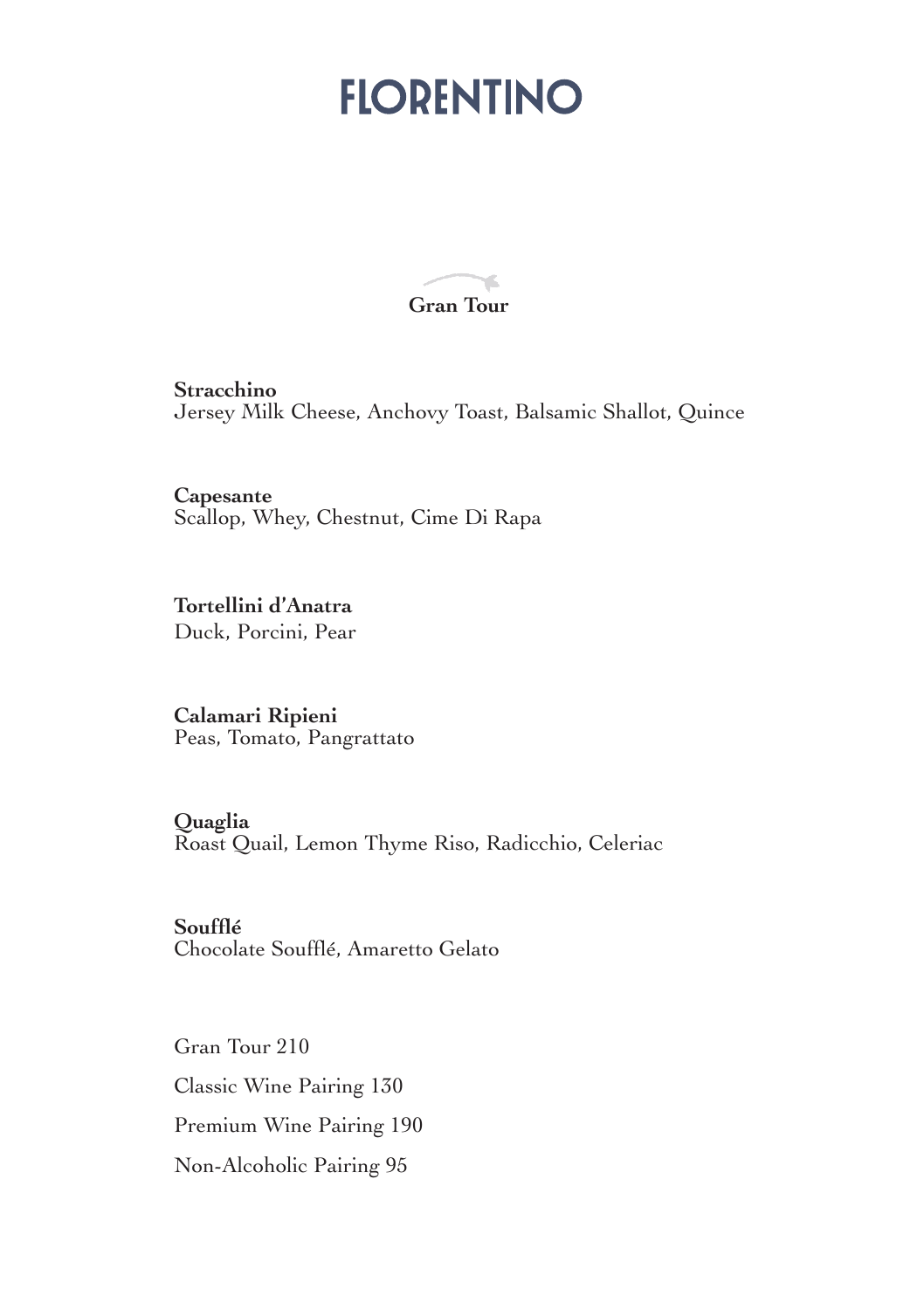# FLORENTINO

## Gran Tour

**Stracchino**
Jersey Milk Cheese, Anchovy Toast, Balsamic Shallot, Quince

**Capesante**
Scallop, Whey, Chestnut, Cime Di Rapa

**Tortellini d'Anatra**
Duck, Porcini, Pear

**Calamari Ripieni**
Peas, Tomato, Pangrattato

**Quaglia**
Roast Quail, Lemon Thyme Riso, Radicchio, Celeriac

**Soufflé**
Chocolate Soufflé, Amaretto Gelato

Gran Tour 210

Classic Wine Pairing 130

Premium Wine Pairing 190

Non-Alcoholic Pairing 95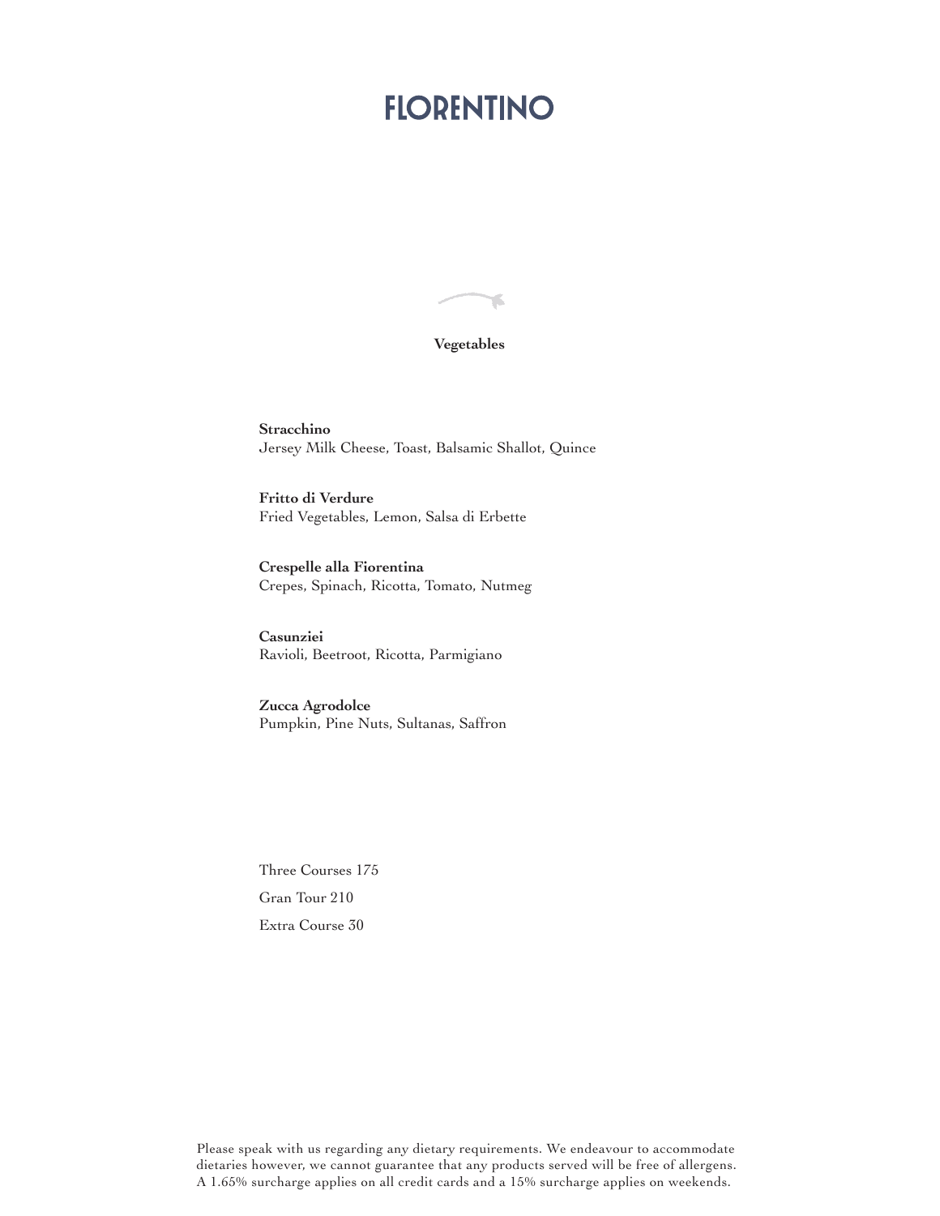# FLORENTINO

## Vegetables

**Stracchino**
Jersey Milk Cheese, Toast, Balsamic Shallot, Quince

**Fritto di Verdure**
Fried Vegetables, Lemon, Salsa di Erbette

**Crespelle alla Fiorentina**
Crepes, Spinach, Ricotta, Tomato, Nutmeg

**Casunziei**
Ravioli, Beetroot, Ricotta, Parmigiano

**Zucca Agrodolce**
Pumpkin, Pine Nuts, Sultanas, Saffron

Three Courses 175

Gran Tour 210

Extra Course 30

Please speak with us regarding any dietary requirements. We endeavour to accommodate dietaries however, we cannot guarantee that any products served will be free of allergens. A 1.65% surcharge applies on all credit cards and a 15% surcharge applies on weekends.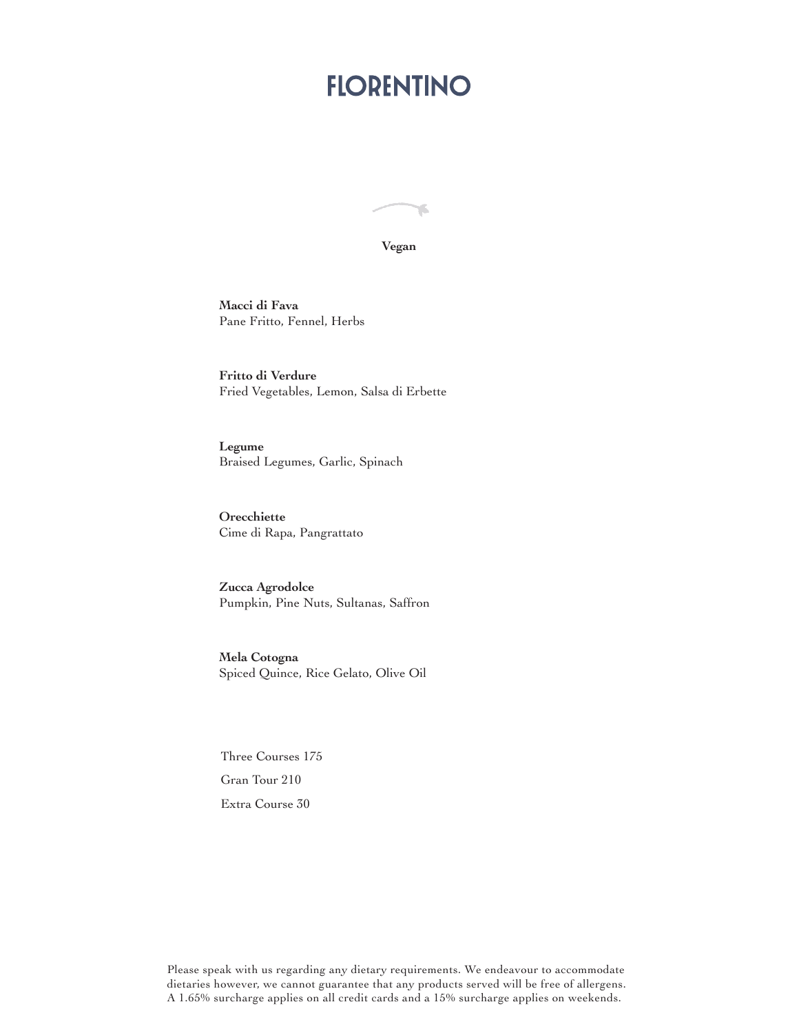# FLORENTINO

## Vegan

**Macci di Fava**
Pane Fritto, Fennel, Herbs

**Fritto di Verdure**
Fried Vegetables, Lemon, Salsa di Erbette

**Legume**
Braised Legumes, Garlic, Spinach

**Orecchiette**
Cime di Rapa, Pangrattato

**Zucca Agrodolce**
Pumpkin, Pine Nuts, Sultanas, Saffron

**Mela Cotogna**
Spiced Quince, Rice Gelato, Olive Oil

Three Courses 175

Gran Tour 210

Extra Course 30

Please speak with us regarding any dietary requirements. We endeavour to accommodate dietaries however, we cannot guarantee that any products served will be free of allergens. A 1.65% surcharge applies on all credit cards and a 15% surcharge applies on weekends.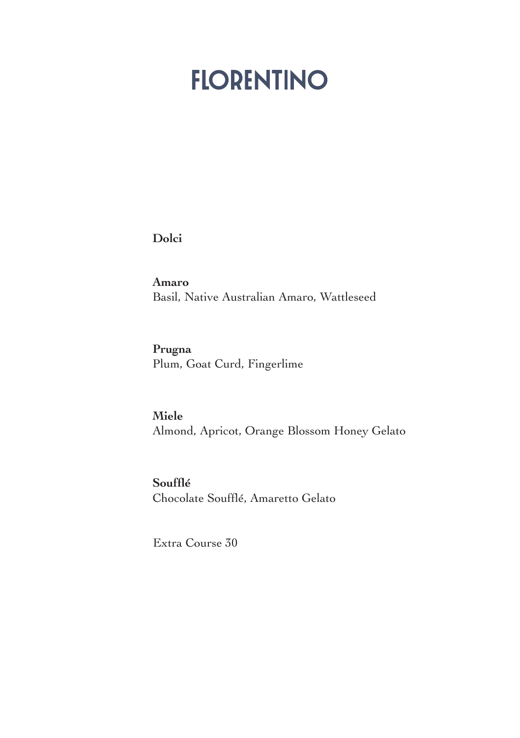# FLORENTINO

## Dolci

**Amaro**
Basil, Native Australian Amaro, Wattleseed

**Prugna**
Plum, Goat Curd, Fingerlime

**Miele**
Almond, Apricot, Orange Blossom Honey Gelato

**Soufflé**
Chocolate Soufflé, Amaretto Gelato

Extra Course 30